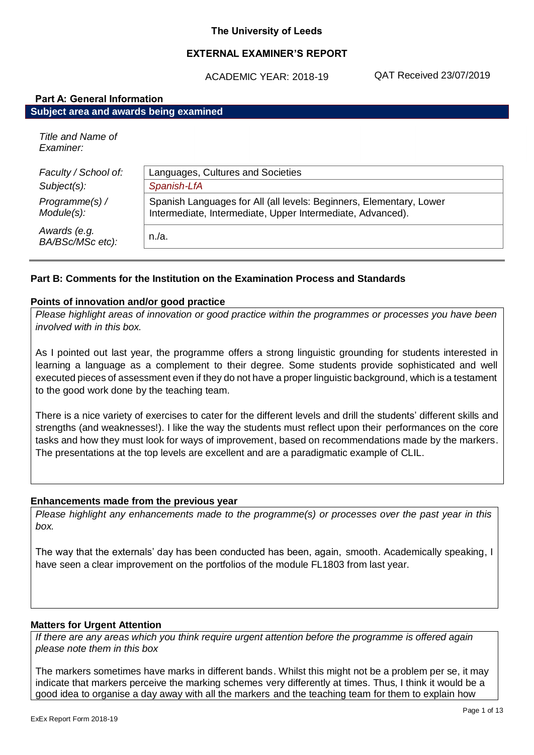**The University of Leeds**

**EXTERNAL EXAMINER'S REPORT**

ACADEMIC YEAR: 2018-19 QAT Received 23/07/2019

## Part A: General Information

### Subject area and awards being examined

| | |
|---|---|
| *Title and Name of Examiner:* | |
| *Faculty / School of:* | Languages, Cultures and Societies |
| *Subject(s):* | *Spanish-LfA* |
| *Programme(s) / Module(s):* | Spanish Languages for All (all levels: Beginners, Elementary, Lower Intermediate, Intermediate, Upper Intermediate, Advanced). |
| *Awards (e.g. BA/BSc/MSc etc):* | n./a. |

## Part B: Comments for the Institution on the Examination Process and Standards

### Points of innovation and/or good practice

*Please highlight areas of innovation or good practice within the programmes or processes you have been involved with in this box.*

As I pointed out last year, the programme offers a strong linguistic grounding for students interested in learning a language as a complement to their degree. Some students provide sophisticated and well executed pieces of assessment even if they do not have a proper linguistic background, which is a testament to the good work done by the teaching team.

There is a nice variety of exercises to cater for the different levels and drill the students' different skills and strengths (and weaknesses!). I like the way the students must reflect upon their performances on the core tasks and how they must look for ways of improvement, based on recommendations made by the markers. The presentations at the top levels are excellent and are a paradigmatic example of CLIL.

### Enhancements made from the previous year

*Please highlight any enhancements made to the programme(s) or processes over the past year in this box.*

The way that the externals' day has been conducted has been, again, smooth. Academically speaking, I have seen a clear improvement on the portfolios of the module FL1803 from last year.

### Matters for Urgent Attention

*If there are any areas which you think require urgent attention before the programme is offered again please note them in this box*

The markers sometimes have marks in different bands. Whilst this might not be a problem per se, it may indicate that markers perceive the marking schemes very differently at times. Thus, I think it would be a good idea to organise a day away with all the markers and the teaching team for them to explain how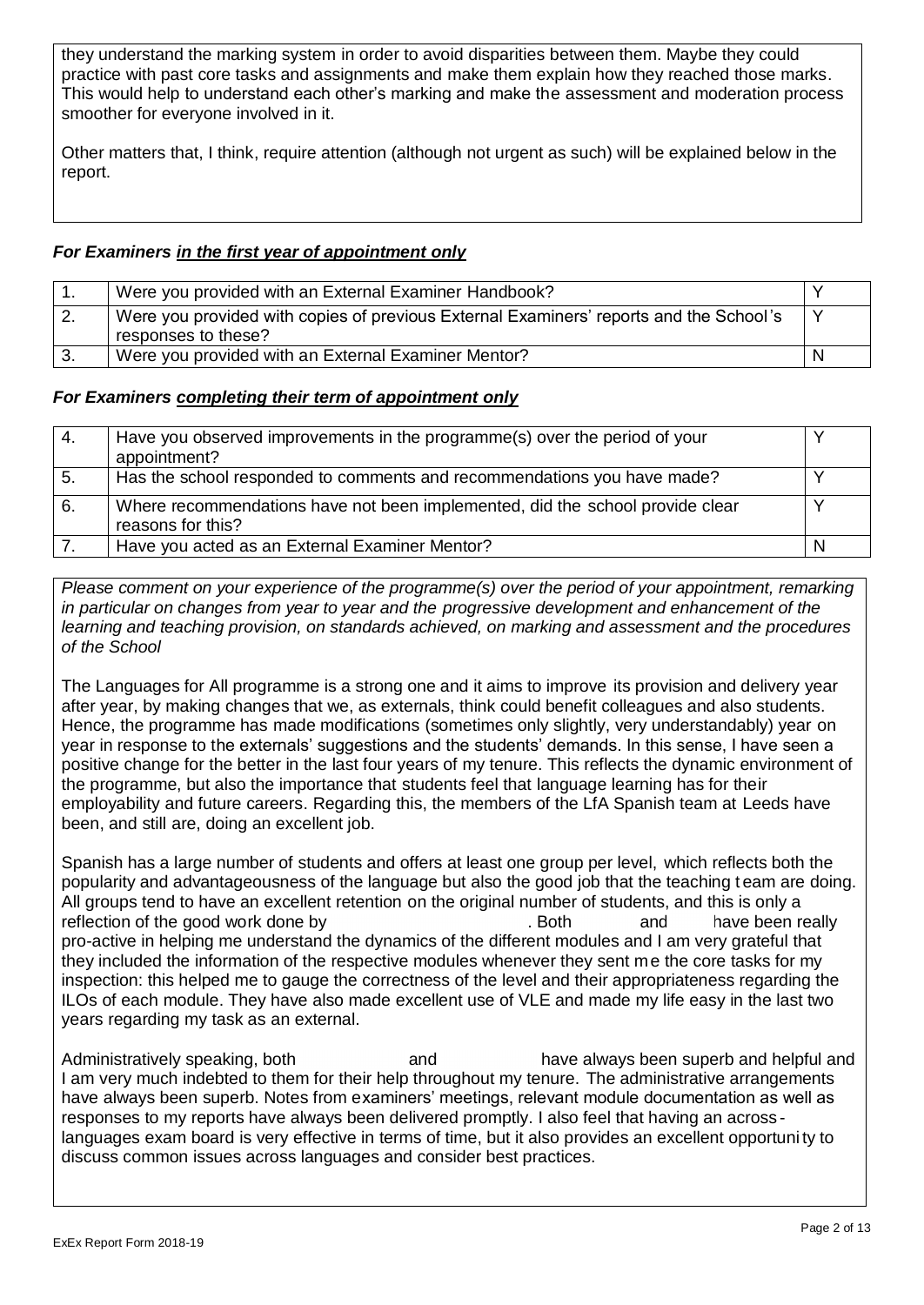they understand the marking system in order to avoid disparities between them. Maybe they could practice with past core tasks and assignments and make them explain how they reached those marks. This would help to understand each other's marking and make the assessment and moderation process smoother for everyone involved in it.

Other matters that, I think, require attention (although not urgent as such) will be explained below in the report.

### *For Examiners in the first year of appointment only*

| | | |
|---|---|---|
| 1. | Were you provided with an External Examiner Handbook? | Y |
| 2. | Were you provided with copies of previous External Examiners' reports and the School's responses to these? | Y |
| 3. | Were you provided with an External Examiner Mentor? | N |

### *For Examiners completing their term of appointment only*

| | | |
|---|---|---|
| 4. | Have you observed improvements in the programme(s) over the period of your appointment? | Y |
| 5. | Has the school responded to comments and recommendations you have made? | Y |
| 6. | Where recommendations have not been implemented, did the school provide clear reasons for this? | Y |
| 7. | Have you acted as an External Examiner Mentor? | N |

*Please comment on your experience of the programme(s) over the period of your appointment, remarking in particular on changes from year to year and the progressive development and enhancement of the learning and teaching provision, on standards achieved, on marking and assessment and the procedures of the School*

The Languages for All programme is a strong one and it aims to improve its provision and delivery year after year, by making changes that we, as externals, think could benefit colleagues and also students. Hence, the programme has made modifications (sometimes only slightly, very understandably) year on year in response to the externals' suggestions and the students' demands. In this sense, I have seen a positive change for the better in the last four years of my tenure. This reflects the dynamic environment of the programme, but also the importance that students feel that language learning has for their employability and future careers. Regarding this, the members of the LfA Spanish team at Leeds have been, and still are, doing an excellent job.

Spanish has a large number of students and offers at least one group per level, which reflects both the popularity and advantageousness of the language but also the good job that the teaching team are doing. All groups tend to have an excellent retention on the original number of students, and this is only a reflection of the good work done by . Both and have been really pro-active in helping me understand the dynamics of the different modules and I am very grateful that they included the information of the respective modules whenever they sent me the core tasks for my inspection: this helped me to gauge the correctness of the level and their appropriateness regarding the ILOs of each module. They have also made excellent use of VLE and made my life easy in the last two years regarding my task as an external.

Administratively speaking, both and have always been superb and helpful and I am very much indebted to them for their help throughout my tenure. The administrative arrangements have always been superb. Notes from examiners' meetings, relevant module documentation as well as responses to my reports have always been delivered promptly. I also feel that having an across-languages exam board is very effective in terms of time, but it also provides an excellent opportunity to discuss common issues across languages and consider best practices.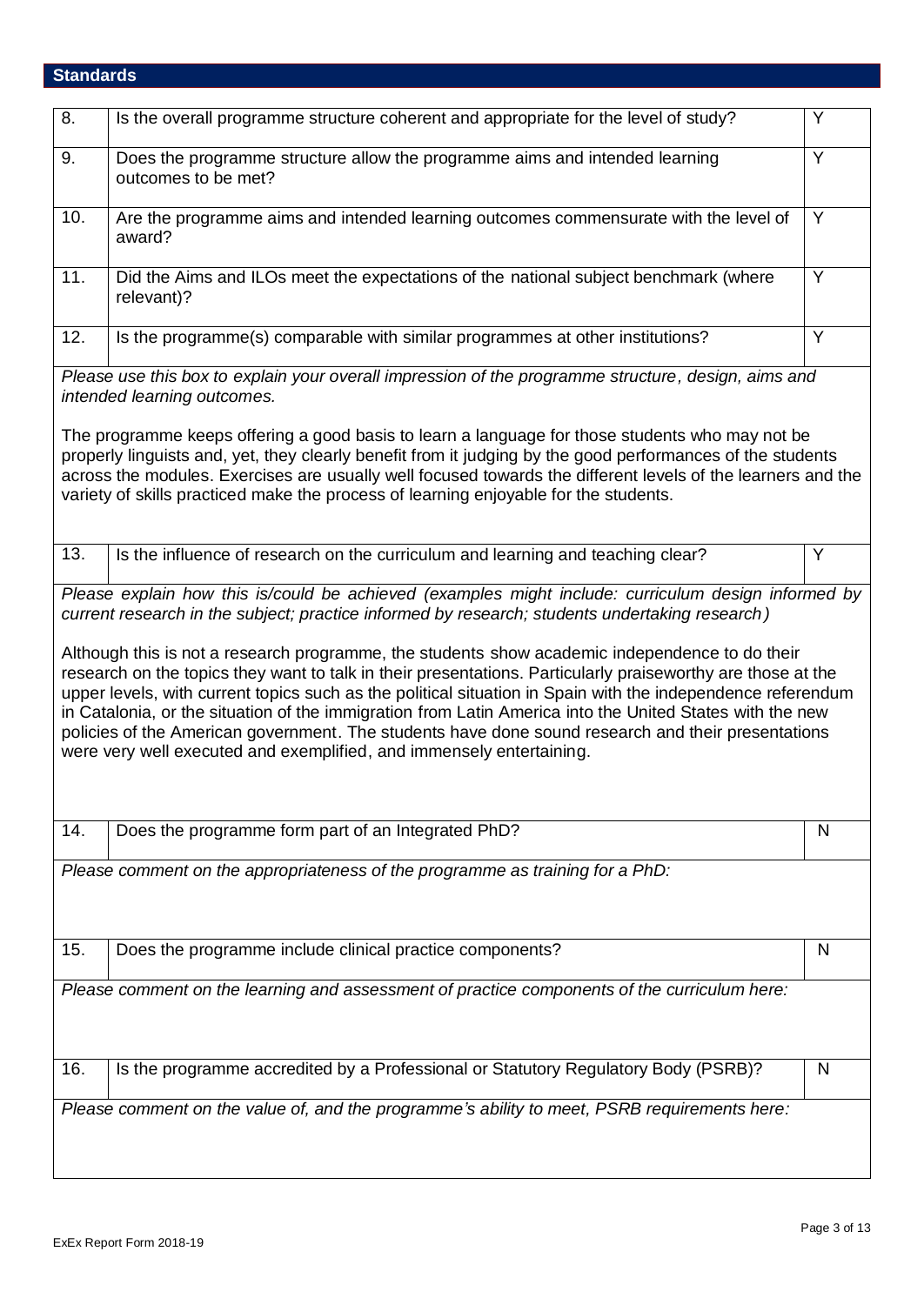## Standards

| | | |
|---|---|---|
| 8. | Is the overall programme structure coherent and appropriate for the level of study? | Y |
| 9. | Does the programme structure allow the programme aims and intended learning outcomes to be met? | Y |
| 10. | Are the programme aims and intended learning outcomes commensurate with the level of award? | Y |
| 11. | Did the Aims and ILOs meet the expectations of the national subject benchmark (where relevant)? | Y |
| 12. | Is the programme(s) comparable with similar programmes at other institutions? | Y |

*Please use this box to explain your overall impression of the programme structure, design, aims and intended learning outcomes.*

The programme keeps offering a good basis to learn a language for those students who may not be properly linguists and, yet, they clearly benefit from it judging by the good performances of the students across the modules. Exercises are usually well focused towards the different levels of the learners and the variety of skills practiced make the process of learning enjoyable for the students.

| | | |
|---|---|---|
| 13. | Is the influence of research on the curriculum and learning and teaching clear? | Y |

*Please explain how this is/could be achieved (examples might include: curriculum design informed by current research in the subject; practice informed by research; students undertaking research)*

Although this is not a research programme, the students show academic independence to do their research on the topics they want to talk in their presentations. Particularly praiseworthy are those at the upper levels, with current topics such as the political situation in Spain with the independence referendum in Catalonia, or the situation of the immigration from Latin America into the United States with the new policies of the American government. The students have done sound research and their presentations were very well executed and exemplified, and immensely entertaining.

| | | |
|---|---|---|
| 14. | Does the programme form part of an Integrated PhD? | N |

*Please comment on the appropriateness of the programme as training for a PhD:*

| | | |
|---|---|---|
| 15. | Does the programme include clinical practice components? | N |

*Please comment on the learning and assessment of practice components of the curriculum here:*

| | | |
|---|---|---|
| 16. | Is the programme accredited by a Professional or Statutory Regulatory Body (PSRB)? | N |

*Please comment on the value of, and the programme's ability to meet, PSRB requirements here:*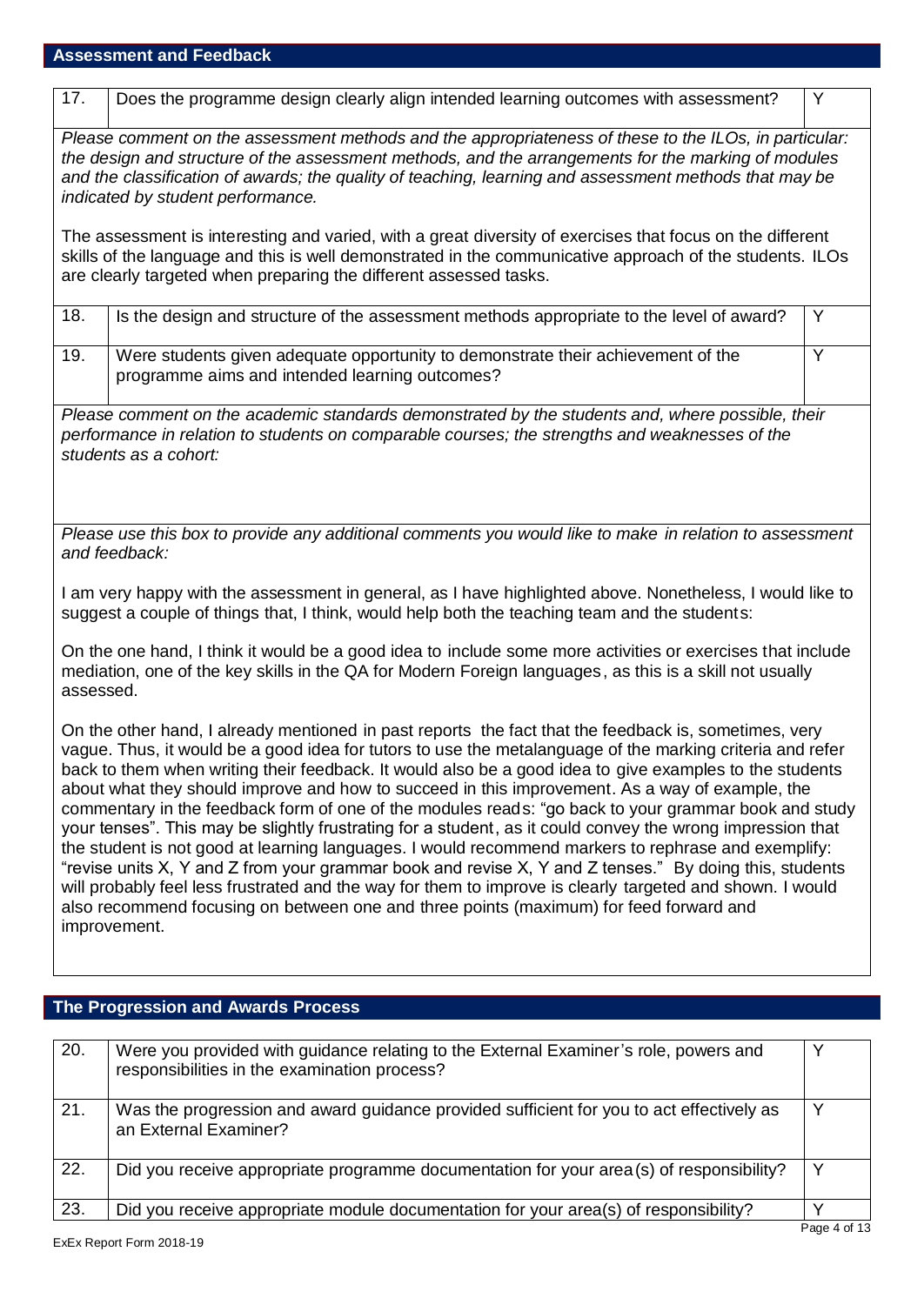## Assessment and Feedback

| | | |
|---|---|---|
| 17. | Does the programme design clearly align intended learning outcomes with assessment? | Y |

*Please comment on the assessment methods and the appropriateness of these to the ILOs, in particular: the design and structure of the assessment methods, and the arrangements for the marking of modules and the classification of awards; the quality of teaching, learning and assessment methods that may be indicated by student performance.*

The assessment is interesting and varied, with a great diversity of exercises that focus on the different skills of the language and this is well demonstrated in the communicative approach of the students. ILOs are clearly targeted when preparing the different assessed tasks.

| | | |
|---|---|---|
| 18. | Is the design and structure of the assessment methods appropriate to the level of award? | Y |
| 19. | Were students given adequate opportunity to demonstrate their achievement of the programme aims and intended learning outcomes? | Y |

*Please comment on the academic standards demonstrated by the students and, where possible, their performance in relation to students on comparable courses; the strengths and weaknesses of the students as a cohort:*

*Please use this box to provide any additional comments you would like to make in relation to assessment and feedback:*

I am very happy with the assessment in general, as I have highlighted above. Nonetheless, I would like to suggest a couple of things that, I think, would help both the teaching team and the students:

On the one hand, I think it would be a good idea to include some more activities or exercises that include mediation, one of the key skills in the QA for Modern Foreign languages, as this is a skill not usually assessed.

On the other hand, I already mentioned in past reports the fact that the feedback is, sometimes, very vague. Thus, it would be a good idea for tutors to use the metalanguage of the marking criteria and refer back to them when writing their feedback. It would also be a good idea to give examples to the students about what they should improve and how to succeed in this improvement. As a way of example, the commentary in the feedback form of one of the modules reads: "go back to your grammar book and study your tenses". This may be slightly frustrating for a student, as it could convey the wrong impression that the student is not good at learning languages. I would recommend markers to rephrase and exemplify: "revise units X, Y and Z from your grammar book and revise X, Y and Z tenses." By doing this, students will probably feel less frustrated and the way for them to improve is clearly targeted and shown. I would also recommend focusing on between one and three points (maximum) for feed forward and improvement.

## The Progression and Awards Process

| | | |
|---|---|---|
| 20. | Were you provided with guidance relating to the External Examiner's role, powers and responsibilities in the examination process? | Y |
| 21. | Was the progression and award guidance provided sufficient for you to act effectively as an External Examiner? | Y |
| 22. | Did you receive appropriate programme documentation for your area(s) of responsibility? | Y |
| 23. | Did you receive appropriate module documentation for your area(s) of responsibility? | Y |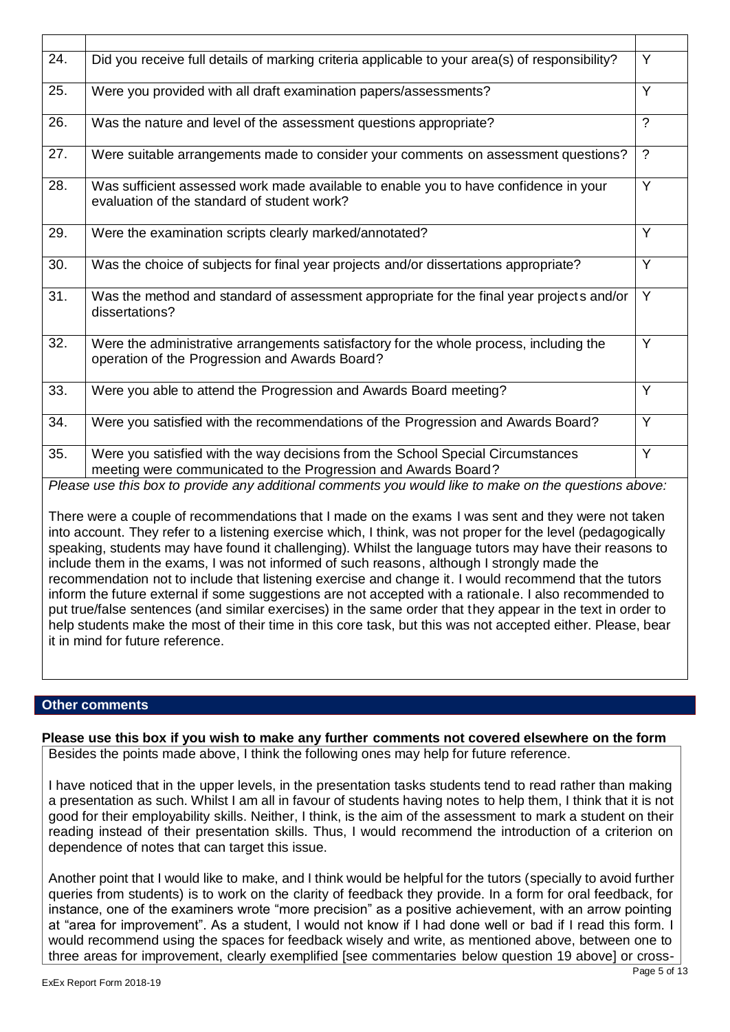| | | |
|---|---|---|
| 24. | Did you receive full details of marking criteria applicable to your area(s) of responsibility? | Y |
| 25. | Were you provided with all draft examination papers/assessments? | Y |
| 26. | Was the nature and level of the assessment questions appropriate? | ? |
| 27. | Were suitable arrangements made to consider your comments on assessment questions? | ? |
| 28. | Was sufficient assessed work made available to enable you to have confidence in your evaluation of the standard of student work? | Y |
| 29. | Were the examination scripts clearly marked/annotated? | Y |
| 30. | Was the choice of subjects for final year projects and/or dissertations appropriate? | Y |
| 31. | Was the method and standard of assessment appropriate for the final year projects and/or dissertations? | Y |
| 32. | Were the administrative arrangements satisfactory for the whole process, including the operation of the Progression and Awards Board? | Y |
| 33. | Were you able to attend the Progression and Awards Board meeting? | Y |
| 34. | Were you satisfied with the recommendations of the Progression and Awards Board? | Y |
| 35. | Were you satisfied with the way decisions from the School Special Circumstances meeting were communicated to the Progression and Awards Board? | Y |

*Please use this box to provide any additional comments you would like to make on the questions above:*

There were a couple of recommendations that I made on the exams I was sent and they were not taken into account. They refer to a listening exercise which, I think, was not proper for the level (pedagogically speaking, students may have found it challenging). Whilst the language tutors may have their reasons to include them in the exams, I was not informed of such reasons, although I strongly made the recommendation not to include that listening exercise and change it. I would recommend that the tutors inform the future external if some suggestions are not accepted with a rationale. I also recommended to put true/false sentences (and similar exercises) in the same order that they appear in the text in order to help students make the most of their time in this core task, but this was not accepted either. Please, bear it in mind for future reference.

## Other comments

**Please use this box if you wish to make any further comments not covered elsewhere on the form**

Besides the points made above, I think the following ones may help for future reference.

I have noticed that in the upper levels, in the presentation tasks students tend to read rather than making a presentation as such. Whilst I am all in favour of students having notes to help them, I think that it is not good for their employability skills. Neither, I think, is the aim of the assessment to mark a student on their reading instead of their presentation skills. Thus, I would recommend the introduction of a criterion on dependence of notes that can target this issue.

Another point that I would like to make, and I think would be helpful for the tutors (specially to avoid further queries from students) is to work on the clarity of feedback they provide. In a form for oral feedback, for instance, one of the examiners wrote "more precision" as a positive achievement, with an arrow pointing at "area for improvement". As a student, I would not know if I had done well or bad if I read this form. I would recommend using the spaces for feedback wisely and write, as mentioned above, between one to three areas for improvement, clearly exemplified [see commentaries below question 19 above] or cross-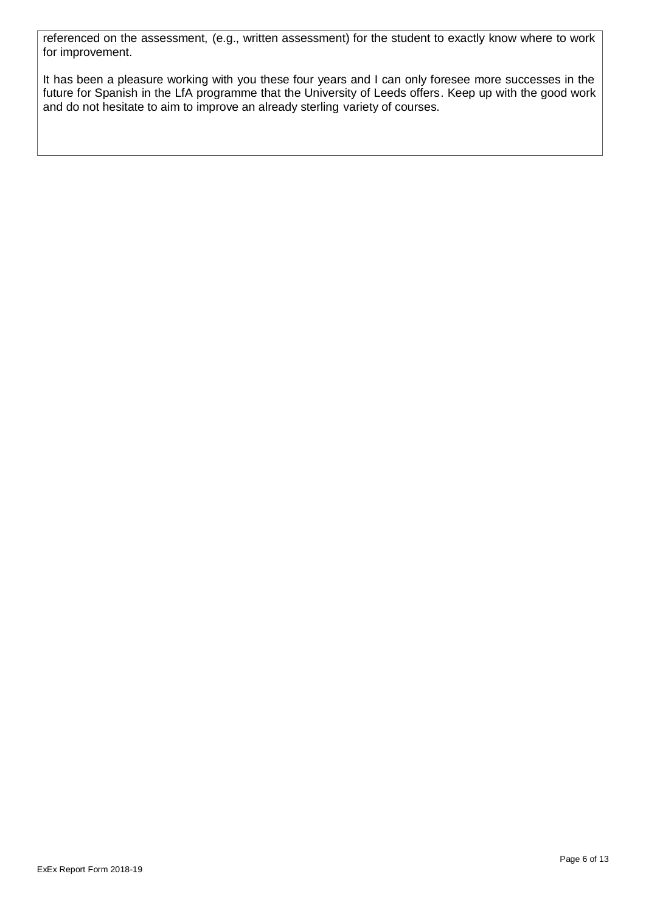referenced on the assessment, (e.g., written assessment) for the student to exactly know where to work for improvement.

It has been a pleasure working with you these four years and I can only foresee more successes in the future for Spanish in the LfA programme that the University of Leeds offers. Keep up with the good work and do not hesitate to aim to improve an already sterling variety of courses.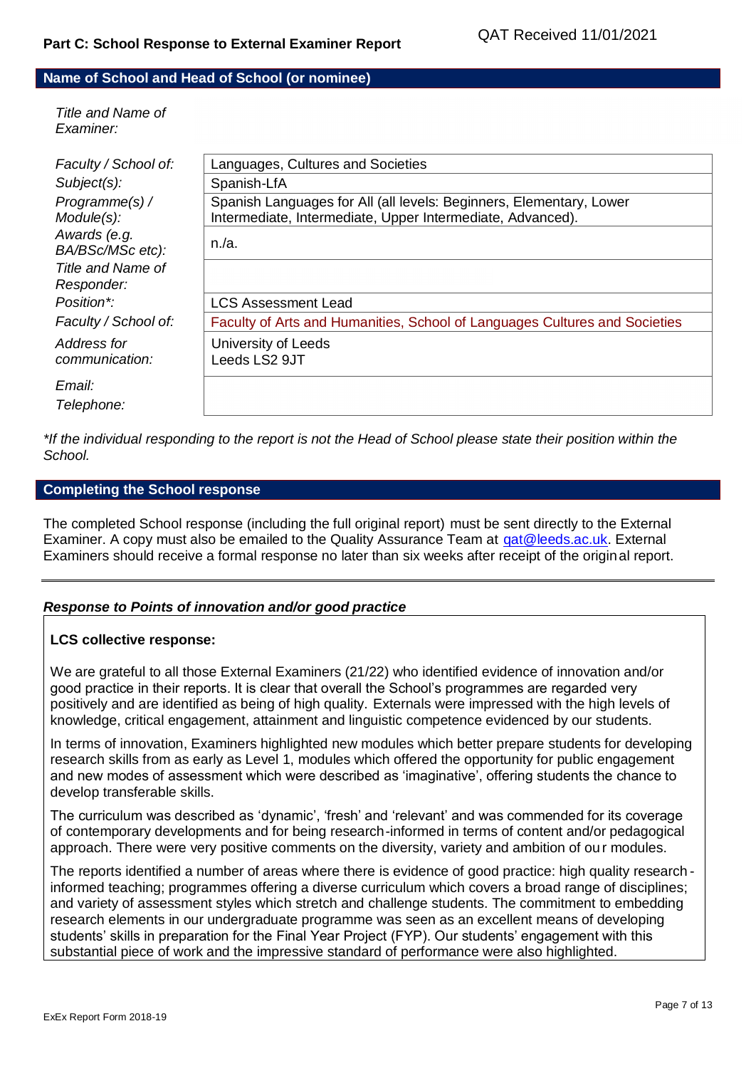QAT Received 11/01/2021

# Part C: School Response to External Examiner Report

## Name of School and Head of School (or nominee)

| | |
|---|---|
| *Title and Name of Examiner:* | |
| *Faculty / School of:* | Languages, Cultures and Societies |
| *Subject(s):* | Spanish-LfA |
| *Programme(s) / Module(s):* | Spanish Languages for All (all levels: Beginners, Elementary, Lower Intermediate, Intermediate, Upper Intermediate, Advanced). |
| *Awards (e.g. BA/BSc/MSc etc):* | n./a. |
| *Title and Name of Responder:* | |
| *Position\*:* | LCS Assessment Lead |
| *Faculty / School of:* | Faculty of Arts and Humanities, School of Languages Cultures and Societies |
| *Address for communication:* | University of Leeds<br>Leeds LS2 9JT |
| *Email:*<br>*Telephone:* | |

*\*If the individual responding to the report is not the Head of School please state their position within the School.*

## Completing the School response

The completed School response (including the full original report) must be sent directly to the External Examiner. A copy must also be emailed to the Quality Assurance Team at qat@leeds.ac.uk. External Examiners should receive a formal response no later than six weeks after receipt of the original report.

### *Response to Points of innovation and/or good practice*

**LCS collective response:**

We are grateful to all those External Examiners (21/22) who identified evidence of innovation and/or good practice in their reports. It is clear that overall the School's programmes are regarded very positively and are identified as being of high quality. Externals were impressed with the high levels of knowledge, critical engagement, attainment and linguistic competence evidenced by our students.

In terms of innovation, Examiners highlighted new modules which better prepare students for developing research skills from as early as Level 1, modules which offered the opportunity for public engagement and new modes of assessment which were described as 'imaginative', offering students the chance to develop transferable skills.

The curriculum was described as 'dynamic', 'fresh' and 'relevant' and was commended for its coverage of contemporary developments and for being research-informed in terms of content and/or pedagogical approach. There were very positive comments on the diversity, variety and ambition of our modules.

The reports identified a number of areas where there is evidence of good practice: high quality research-informed teaching; programmes offering a diverse curriculum which covers a broad range of disciplines; and variety of assessment styles which stretch and challenge students. The commitment to embedding research elements in our undergraduate programme was seen as an excellent means of developing students' skills in preparation for the Final Year Project (FYP). Our students' engagement with this substantial piece of work and the impressive standard of performance were also highlighted.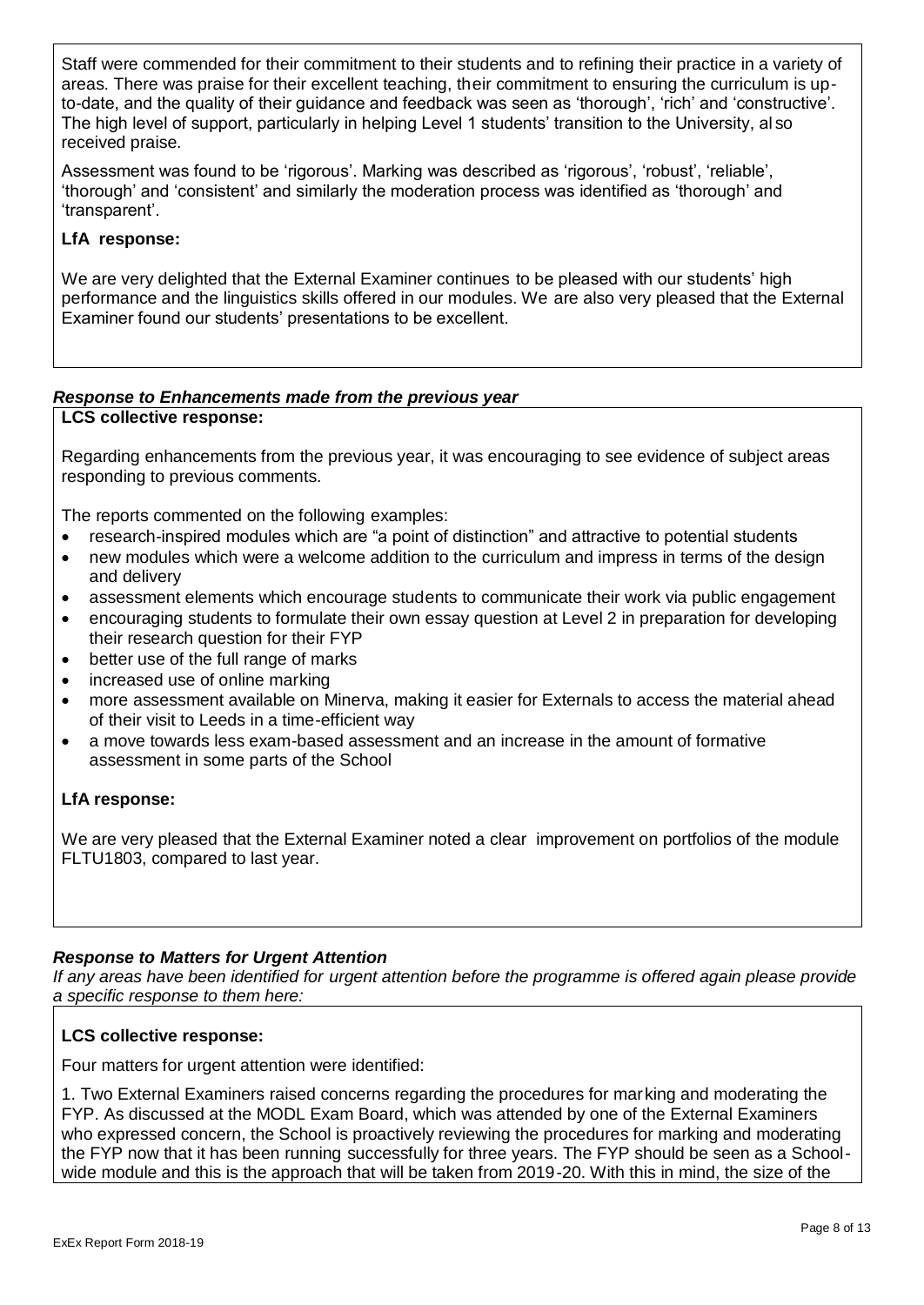Staff were commended for their commitment to their students and to refining their practice in a variety of areas. There was praise for their excellent teaching, their commitment to ensuring the curriculum is up-to-date, and the quality of their guidance and feedback was seen as 'thorough', 'rich' and 'constructive'. The high level of support, particularly in helping Level 1 students' transition to the University, also received praise.

Assessment was found to be 'rigorous'. Marking was described as 'rigorous', 'robust', 'reliable', 'thorough' and 'consistent' and similarly the moderation process was identified as 'thorough' and 'transparent'.

**LfA response:**

We are very delighted that the External Examiner continues to be pleased with our students' high performance and the linguistics skills offered in our modules. We are also very pleased that the External Examiner found our students' presentations to be excellent.

***Response to Enhancements made from the previous year***

**LCS collective response:**

Regarding enhancements from the previous year, it was encouraging to see evidence of subject areas responding to previous comments.

The reports commented on the following examples:

- research-inspired modules which are "a point of distinction" and attractive to potential students
- new modules which were a welcome addition to the curriculum and impress in terms of the design and delivery
- assessment elements which encourage students to communicate their work via public engagement
- encouraging students to formulate their own essay question at Level 2 in preparation for developing their research question for their FYP
- better use of the full range of marks
- increased use of online marking
- more assessment available on Minerva, making it easier for Externals to access the material ahead of their visit to Leeds in a time-efficient way
- a move towards less exam-based assessment and an increase in the amount of formative assessment in some parts of the School

**LfA response:**

We are very pleased that the External Examiner noted a clear improvement on portfolios of the module FLTU1803, compared to last year.

***Response to Matters for Urgent Attention***

*If any areas have been identified for urgent attention before the programme is offered again please provide a specific response to them here:*

**LCS collective response:**

Four matters for urgent attention were identified:

1. Two External Examiners raised concerns regarding the procedures for marking and moderating the FYP. As discussed at the MODL Exam Board, which was attended by one of the External Examiners who expressed concern, the School is proactively reviewing the procedures for marking and moderating the FYP now that it has been running successfully for three years. The FYP should be seen as a School-wide module and this is the approach that will be taken from 2019-20. With this in mind, the size of the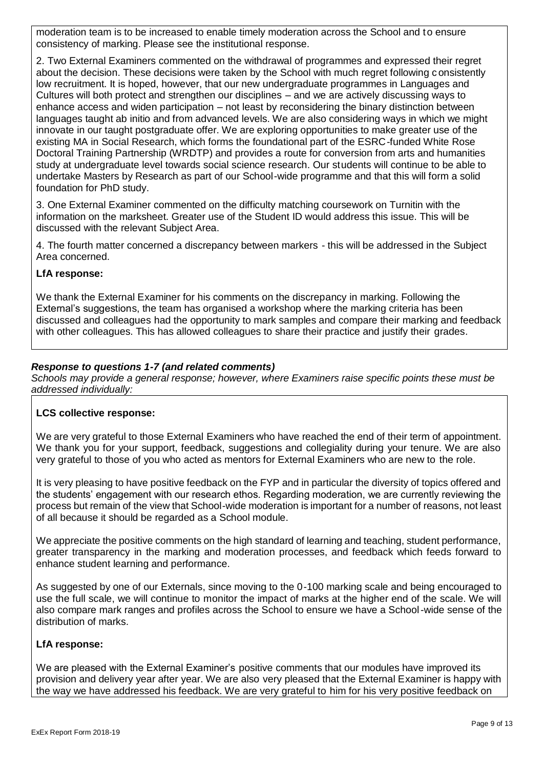moderation team is to be increased to enable timely moderation across the School and to ensure consistency of marking. Please see the institutional response.

2. Two External Examiners commented on the withdrawal of programmes and expressed their regret about the decision. These decisions were taken by the School with much regret following consistently low recruitment. It is hoped, however, that our new undergraduate programmes in Languages and Cultures will both protect and strengthen our disciplines – and we are actively discussing ways to enhance access and widen participation – not least by reconsidering the binary distinction between languages taught ab initio and from advanced levels. We are also considering ways in which we might innovate in our taught postgraduate offer. We are exploring opportunities to make greater use of the existing MA in Social Research, which forms the foundational part of the ESRC-funded White Rose Doctoral Training Partnership (WRDTP) and provides a route for conversion from arts and humanities study at undergraduate level towards social science research. Our students will continue to be able to undertake Masters by Research as part of our School-wide programme and that this will form a solid foundation for PhD study.

3. One External Examiner commented on the difficulty matching coursework on Turnitin with the information on the marksheet. Greater use of the Student ID would address this issue. This will be discussed with the relevant Subject Area.

4. The fourth matter concerned a discrepancy between markers - this will be addressed in the Subject Area concerned.

**LfA response:**

We thank the External Examiner for his comments on the discrepancy in marking. Following the External's suggestions, the team has organised a workshop where the marking criteria has been discussed and colleagues had the opportunity to mark samples and compare their marking and feedback with other colleagues. This has allowed colleagues to share their practice and justify their grades.

***Response to questions 1-7 (and related comments)***

*Schools may provide a general response; however, where Examiners raise specific points these must be addressed individually:*

**LCS collective response:**

We are very grateful to those External Examiners who have reached the end of their term of appointment. We thank you for your support, feedback, suggestions and collegiality during your tenure. We are also very grateful to those of you who acted as mentors for External Examiners who are new to the role.

It is very pleasing to have positive feedback on the FYP and in particular the diversity of topics offered and the students' engagement with our research ethos. Regarding moderation, we are currently reviewing the process but remain of the view that School-wide moderation is important for a number of reasons, not least of all because it should be regarded as a School module.

We appreciate the positive comments on the high standard of learning and teaching, student performance, greater transparency in the marking and moderation processes, and feedback which feeds forward to enhance student learning and performance.

As suggested by one of our Externals, since moving to the 0-100 marking scale and being encouraged to use the full scale, we will continue to monitor the impact of marks at the higher end of the scale. We will also compare mark ranges and profiles across the School to ensure we have a School-wide sense of the distribution of marks.

**LfA response:**

We are pleased with the External Examiner's positive comments that our modules have improved its provision and delivery year after year. We are also very pleased that the External Examiner is happy with the way we have addressed his feedback. We are very grateful to him for his very positive feedback on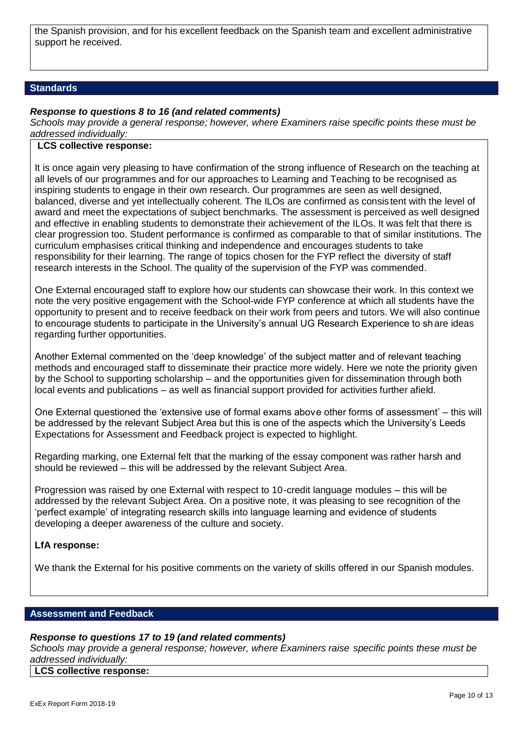the Spanish provision, and for his excellent feedback on the Spanish team and excellent administrative support he received.

## Standards

***Response to questions 8 to 16 (and related comments)***

*Schools may provide a general response; however, where Examiners raise specific points these must be addressed individually:*

**LCS collective response:**

It is once again very pleasing to have confirmation of the strong influence of Research on the teaching at all levels of our programmes and for our approaches to Learning and Teaching to be recognised as inspiring students to engage in their own research. Our programmes are seen as well designed, balanced, diverse and yet intellectually coherent. The ILOs are confirmed as consistent with the level of award and meet the expectations of subject benchmarks. The assessment is perceived as well designed and effective in enabling students to demonstrate their achievement of the ILOs. It was felt that there is clear progression too. Student performance is confirmed as comparable to that of similar institutions. The curriculum emphasises critical thinking and independence and encourages students to take responsibility for their learning. The range of topics chosen for the FYP reflect the diversity of staff research interests in the School. The quality of the supervision of the FYP was commended.

One External encouraged staff to explore how our students can showcase their work. In this context we note the very positive engagement with the School-wide FYP conference at which all students have the opportunity to present and to receive feedback on their work from peers and tutors. We will also continue to encourage students to participate in the University's annual UG Research Experience to share ideas regarding further opportunities.

Another External commented on the 'deep knowledge' of the subject matter and of relevant teaching methods and encouraged staff to disseminate their practice more widely. Here we note the priority given by the School to supporting scholarship – and the opportunities given for dissemination through both local events and publications – as well as financial support provided for activities further afield.

One External questioned the 'extensive use of formal exams above other forms of assessment' – this will be addressed by the relevant Subject Area but this is one of the aspects which the University's Leeds Expectations for Assessment and Feedback project is expected to highlight.

Regarding marking, one External felt that the marking of the essay component was rather harsh and should be reviewed – this will be addressed by the relevant Subject Area.

Progression was raised by one External with respect to 10-credit language modules – this will be addressed by the relevant Subject Area. On a positive note, it was pleasing to see recognition of the 'perfect example' of integrating research skills into language learning and evidence of students developing a deeper awareness of the culture and society.

**LfA response:**

We thank the External for his positive comments on the variety of skills offered in our Spanish modules.

## Assessment and Feedback

***Response to questions 17 to 19 (and related comments)***

*Schools may provide a general response; however, where Examiners raise specific points these must be addressed individually:*

**LCS collective response:**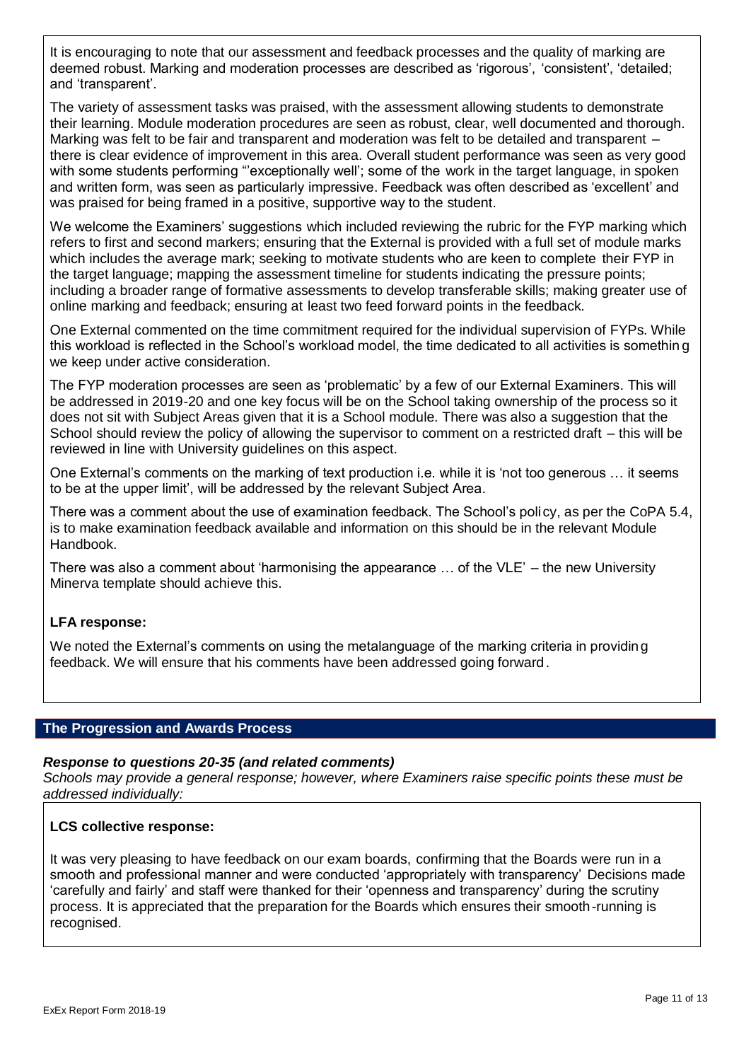It is encouraging to note that our assessment and feedback processes and the quality of marking are deemed robust. Marking and moderation processes are described as 'rigorous', 'consistent', 'detailed; and 'transparent'.

The variety of assessment tasks was praised, with the assessment allowing students to demonstrate their learning. Module moderation procedures are seen as robust, clear, well documented and thorough. Marking was felt to be fair and transparent and moderation was felt to be detailed and transparent – there is clear evidence of improvement in this area. Overall student performance was seen as very good with some students performing "'exceptionally well'; some of the work in the target language, in spoken and written form, was seen as particularly impressive. Feedback was often described as 'excellent' and was praised for being framed in a positive, supportive way to the student.

We welcome the Examiners' suggestions which included reviewing the rubric for the FYP marking which refers to first and second markers; ensuring that the External is provided with a full set of module marks which includes the average mark; seeking to motivate students who are keen to complete their FYP in the target language; mapping the assessment timeline for students indicating the pressure points; including a broader range of formative assessments to develop transferable skills; making greater use of online marking and feedback; ensuring at least two feed forward points in the feedback.

One External commented on the time commitment required for the individual supervision of FYPs. While this workload is reflected in the School's workload model, the time dedicated to all activities is something we keep under active consideration.

The FYP moderation processes are seen as 'problematic' by a few of our External Examiners. This will be addressed in 2019-20 and one key focus will be on the School taking ownership of the process so it does not sit with Subject Areas given that it is a School module. There was also a suggestion that the School should review the policy of allowing the supervisor to comment on a restricted draft – this will be reviewed in line with University guidelines on this aspect.

One External's comments on the marking of text production i.e. while it is 'not too generous … it seems to be at the upper limit', will be addressed by the relevant Subject Area.

There was a comment about the use of examination feedback. The School's policy, as per the CoPA 5.4, is to make examination feedback available and information on this should be in the relevant Module Handbook.

There was also a comment about 'harmonising the appearance … of the VLE' – the new University Minerva template should achieve this.

**LFA response:**

We noted the External's comments on using the metalanguage of the marking criteria in providing feedback. We will ensure that his comments have been addressed going forward.

## The Progression and Awards Process

***Response to questions 20-35 (and related comments)***

*Schools may provide a general response; however, where Examiners raise specific points these must be addressed individually:*

**LCS collective response:**

It was very pleasing to have feedback on our exam boards, confirming that the Boards were run in a smooth and professional manner and were conducted 'appropriately with transparency' Decisions made 'carefully and fairly' and staff were thanked for their 'openness and transparency' during the scrutiny process. It is appreciated that the preparation for the Boards which ensures their smooth-running is recognised.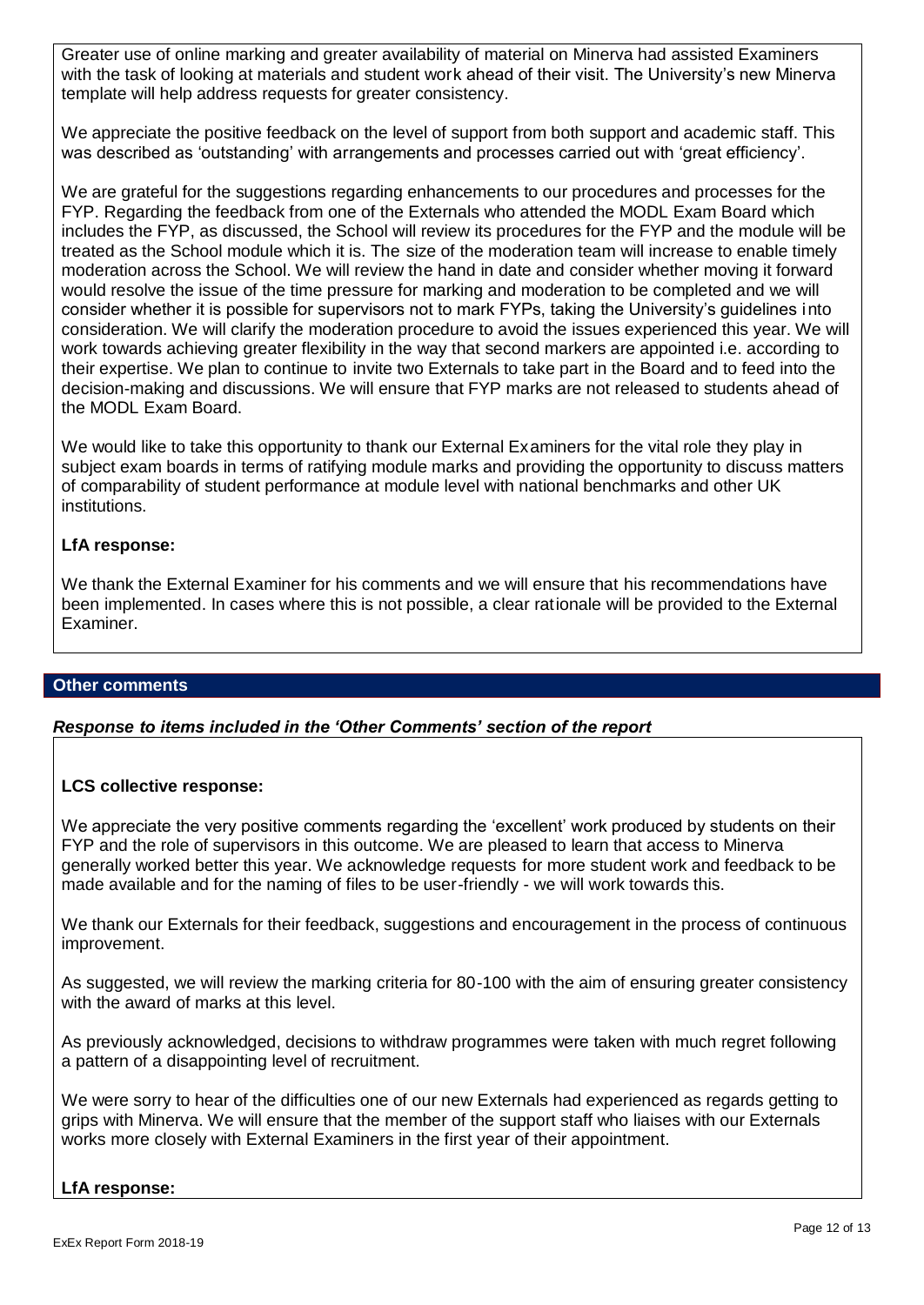Greater use of online marking and greater availability of material on Minerva had assisted Examiners with the task of looking at materials and student work ahead of their visit. The University's new Minerva template will help address requests for greater consistency.

We appreciate the positive feedback on the level of support from both support and academic staff. This was described as 'outstanding' with arrangements and processes carried out with 'great efficiency'.

We are grateful for the suggestions regarding enhancements to our procedures and processes for the FYP. Regarding the feedback from one of the Externals who attended the MODL Exam Board which includes the FYP, as discussed, the School will review its procedures for the FYP and the module will be treated as the School module which it is. The size of the moderation team will increase to enable timely moderation across the School. We will review the hand in date and consider whether moving it forward would resolve the issue of the time pressure for marking and moderation to be completed and we will consider whether it is possible for supervisors not to mark FYPs, taking the University's guidelines into consideration. We will clarify the moderation procedure to avoid the issues experienced this year. We will work towards achieving greater flexibility in the way that second markers are appointed i.e. according to their expertise. We plan to continue to invite two Externals to take part in the Board and to feed into the decision-making and discussions. We will ensure that FYP marks are not released to students ahead of the MODL Exam Board.

We would like to take this opportunity to thank our External Examiners for the vital role they play in subject exam boards in terms of ratifying module marks and providing the opportunity to discuss matters of comparability of student performance at module level with national benchmarks and other UK institutions.

**LfA response:**

We thank the External Examiner for his comments and we will ensure that his recommendations have been implemented. In cases where this is not possible, a clear rationale will be provided to the External Examiner.

## Other comments

***Response to items included in the 'Other Comments' section of the report***

**LCS collective response:**

We appreciate the very positive comments regarding the 'excellent' work produced by students on their FYP and the role of supervisors in this outcome. We are pleased to learn that access to Minerva generally worked better this year. We acknowledge requests for more student work and feedback to be made available and for the naming of files to be user-friendly - we will work towards this.

We thank our Externals for their feedback, suggestions and encouragement in the process of continuous improvement.

As suggested, we will review the marking criteria for 80-100 with the aim of ensuring greater consistency with the award of marks at this level.

As previously acknowledged, decisions to withdraw programmes were taken with much regret following a pattern of a disappointing level of recruitment.

We were sorry to hear of the difficulties one of our new Externals had experienced as regards getting to grips with Minerva. We will ensure that the member of the support staff who liaises with our Externals works more closely with External Examiners in the first year of their appointment.

**LfA response:**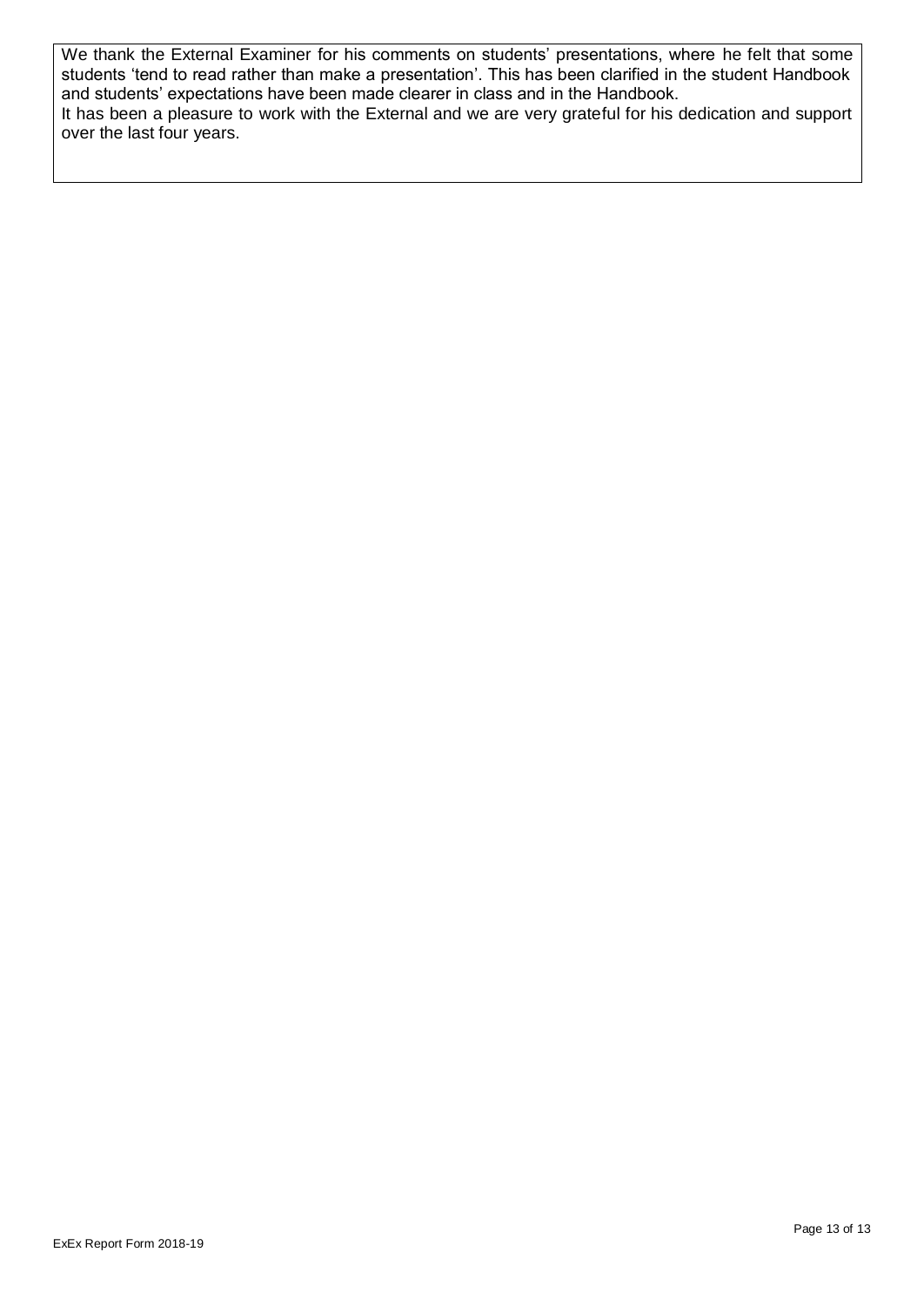We thank the External Examiner for his comments on students' presentations, where he felt that some students 'tend to read rather than make a presentation'. This has been clarified in the student Handbook and students' expectations have been made clearer in class and in the Handbook.

It has been a pleasure to work with the External and we are very grateful for his dedication and support over the last four years.